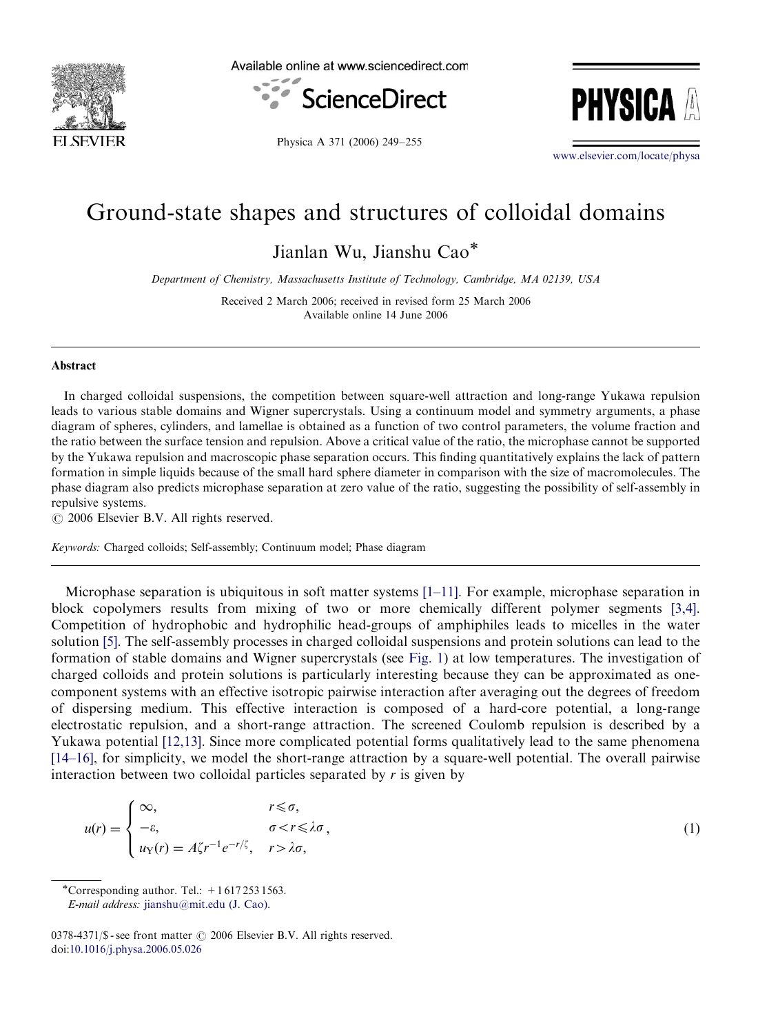# Ground-state shapes and structures of colloidal domains

Jianlan Wu, Jianshu Cao*

*Department of Chemistry, Massachusetts Institute of Technology, Cambridge, MA 02139, USA*

Received 2 March 2006; received in revised form 25 March 2006
Available online 14 June 2006

## Abstract

In charged colloidal suspensions, the competition between square-well attraction and long-range Yukawa repulsion leads to various stable domains and Wigner supercrystals. Using a continuum model and symmetry arguments, a phase diagram of spheres, cylinders, and lamellae is obtained as a function of two control parameters, the volume fraction and the ratio between the surface tension and repulsion. Above a critical value of the ratio, the microphase cannot be supported by the Yukawa repulsion and macroscopic phase separation occurs. This finding quantitatively explains the lack of pattern formation in simple liquids because of the small hard sphere diameter in comparison with the size of macromolecules. The phase diagram also predicts microphase separation at zero value of the ratio, suggesting the possibility of self-assembly in repulsive systems.

© 2006 Elsevier B.V. All rights reserved.

*Keywords:* Charged colloids; Self-assembly; Continuum model; Phase diagram

Microphase separation is ubiquitous in soft matter systems [1–11]. For example, microphase separation in block copolymers results from mixing of two or more chemically different polymer segments [3,4]. Competition of hydrophobic and hydrophilic head-groups of amphiphiles leads to micelles in the water solution [5]. The self-assembly processes in charged colloidal suspensions and protein solutions can lead to the formation of stable domains and Wigner supercrystals (see Fig. 1) at low temperatures. The investigation of charged colloids and protein solutions is particularly interesting because they can be approximated as one-component systems with an effective isotropic pairwise interaction after averaging out the degrees of freedom of dispersing medium. This effective interaction is composed of a hard-core potential, a long-range electrostatic repulsion, and a short-range attraction. The screened Coulomb repulsion is described by a Yukawa potential [12,13]. Since more complicated potential forms qualitatively lead to the same phenomena [14–16], for simplicity, we model the short-range attraction by a square-well potential. The overall pairwise interaction between two colloidal particles separated by $r$ is given by

$$
u(r) = \begin{cases} \infty, & r \leqslant \sigma, \\ -\varepsilon, & \sigma < r \leqslant \lambda\sigma, \\ u_{\mathrm{Y}}(r) = A\zeta r^{-1} e^{-r/\zeta}, & r > \lambda\sigma, \end{cases} \tag{1}
$$

*Corresponding author. Tel.: +1 617 253 1563.
*E-mail address:* jianshu@mit.edu (J. Cao).

0378-4371/$ - see front matter © 2006 Elsevier B.V. All rights reserved.
doi:10.1016/j.physa.2006.05.026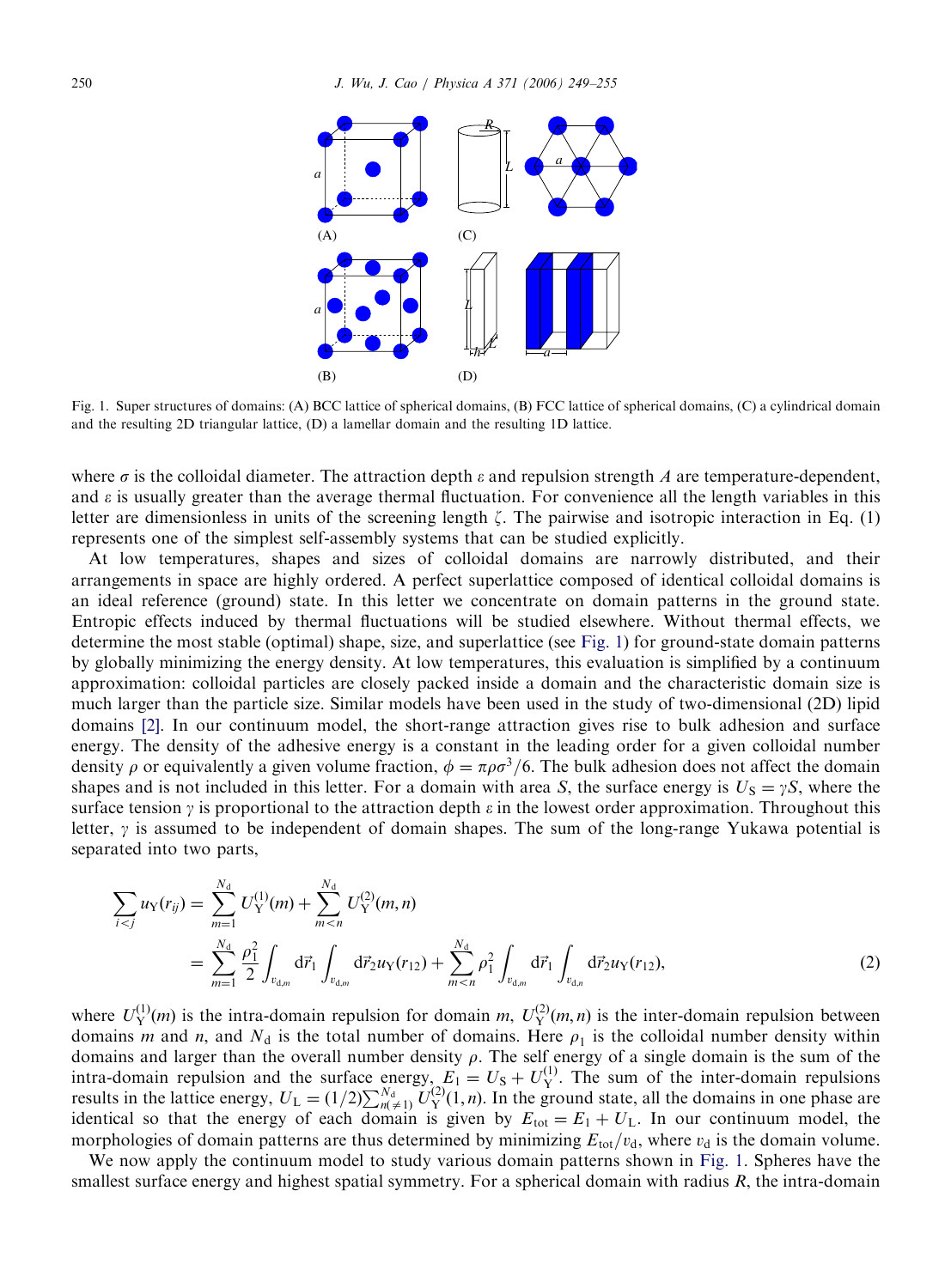Fig. 1. Super structures of domains: (A) BCC lattice of spherical domains, (B) FCC lattice of spherical domains, (C) a cylindrical domain and the resulting 2D triangular lattice, (D) a lamellar domain and the resulting 1D lattice.

where $\sigma$ is the colloidal diameter. The attraction depth $\varepsilon$ and repulsion strength $A$ are temperature-dependent, and $\varepsilon$ is usually greater than the average thermal fluctuation. For convenience all the length variables in this letter are dimensionless in units of the screening length $\zeta$. The pairwise and isotropic interaction in Eq. (1) represents one of the simplest self-assembly systems that can be studied explicitly.

At low temperatures, shapes and sizes of colloidal domains are narrowly distributed, and their arrangements in space are highly ordered. A perfect superlattice composed of identical colloidal domains is an ideal reference (ground) state. In this letter we concentrate on domain patterns in the ground state. Entropic effects induced by thermal fluctuations will be studied elsewhere. Without thermal effects, we determine the most stable (optimal) shape, size, and superlattice (see Fig. 1) for ground-state domain patterns by globally minimizing the energy density. At low temperatures, this evaluation is simplified by a continuum approximation: colloidal particles are closely packed inside a domain and the characteristic domain size is much larger than the particle size. Similar models have been used in the study of two-dimensional (2D) lipid domains [2]. In our continuum model, the short-range attraction gives rise to bulk adhesion and surface energy. The density of the adhesive energy is a constant in the leading order for a given colloidal number density $\rho$ or equivalently a given volume fraction, $\phi = \pi\rho\sigma^3/6$. The bulk adhesion does not affect the domain shapes and is not included in this letter. For a domain with area $S$, the surface energy is $U_\mathrm{S} = \gamma S$, where the surface tension $\gamma$ is proportional to the attraction depth $\varepsilon$ in the lowest order approximation. Throughout this letter, $\gamma$ is assumed to be independent of domain shapes. The sum of the long-range Yukawa potential is separated into two parts,

$$
\begin{aligned}
\sum_{i<j} u_\mathrm{Y}(r_{ij}) &= \sum_{m=1}^{N_\mathrm{d}} U_\mathrm{Y}^{(1)}(m) + \sum_{m<n}^{N_\mathrm{d}} U_\mathrm{Y}^{(2)}(m,n) \\
&= \sum_{m=1}^{N_\mathrm{d}} \frac{\rho_1^2}{2} \int_{v_{\mathrm{d},m}} \mathrm{d}\vec{r}_1 \int_{v_{\mathrm{d},m}} \mathrm{d}\vec{r}_2 u_\mathrm{Y}(r_{12}) + \sum_{m<n}^{N_\mathrm{d}} \rho_1^2 \int_{v_{\mathrm{d},m}} \mathrm{d}\vec{r}_1 \int_{v_{\mathrm{d},n}} \mathrm{d}\vec{r}_2 u_\mathrm{Y}(r_{12}),
\end{aligned} \tag{2}
$$

where $U_\mathrm{Y}^{(1)}(m)$ is the intra-domain repulsion for domain $m$, $U_\mathrm{Y}^{(2)}(m,n)$ is the inter-domain repulsion between domains $m$ and $n$, and $N_\mathrm{d}$ is the total number of domains. Here $\rho_1$ is the colloidal number density within domains and larger than the overall number density $\rho$. The self energy of a single domain is the sum of the intra-domain repulsion and the surface energy, $E_1 = U_\mathrm{S} + U_\mathrm{Y}^{(1)}$. The sum of the inter-domain repulsions results in the lattice energy, $U_\mathrm{L} = (1/2)\sum_{m(\neq 1)}^{N_\mathrm{d}} U_\mathrm{Y}^{(2)}(1,n)$. In the ground state, all the domains in one phase are identical so that the energy of each domain is given by $E_\mathrm{tot} = E_1 + U_\mathrm{L}$. In our continuum model, the morphologies of domain patterns are thus determined by minimizing $E_\mathrm{tot}/v_\mathrm{d}$, where $v_\mathrm{d}$ is the domain volume.

We now apply the continuum model to study various domain patterns shown in Fig. 1. Spheres have the smallest surface energy and highest spatial symmetry. For a spherical domain with radius $R$, the intra-domain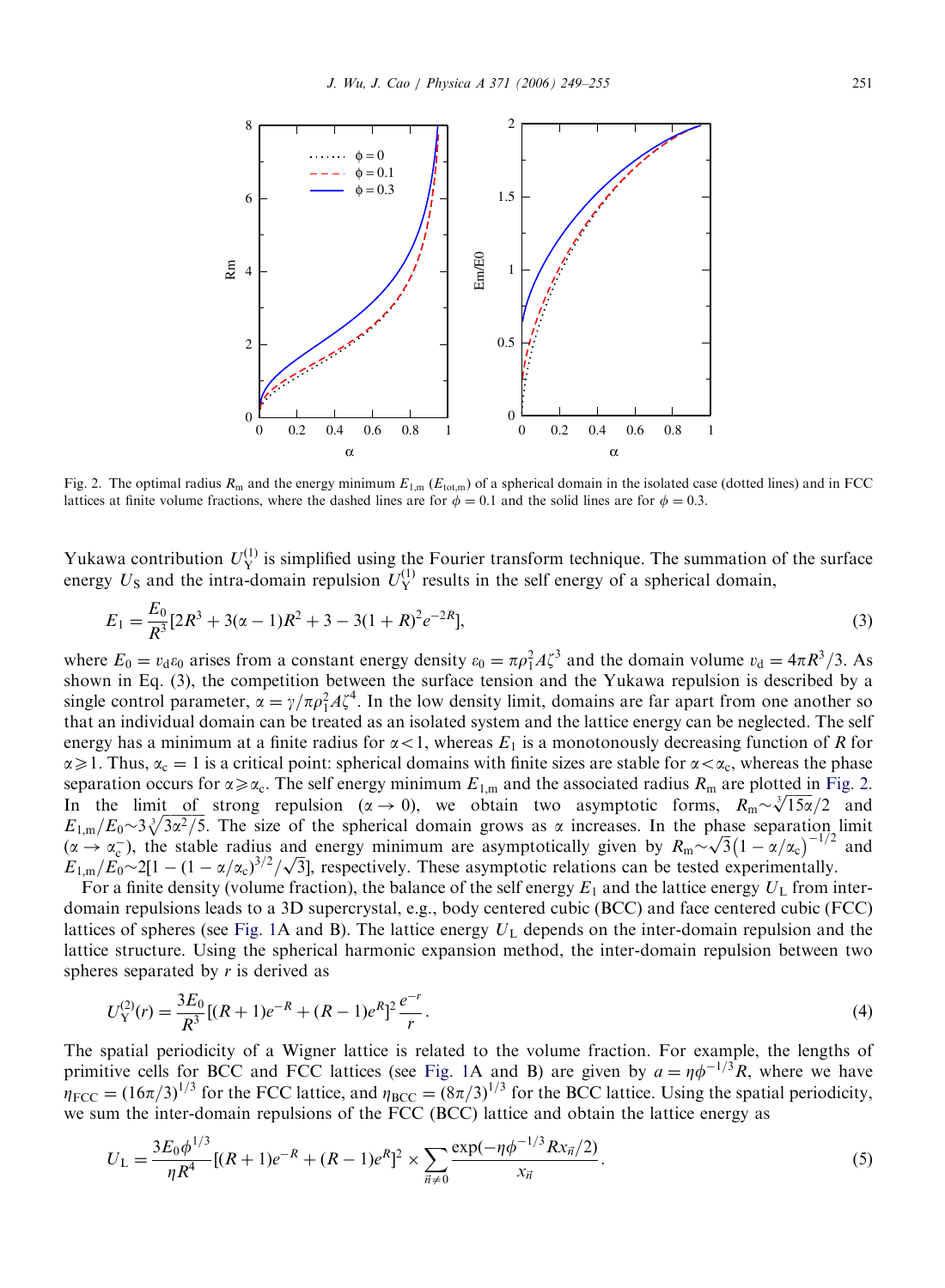Fig. 2. The optimal radius $R_m$ and the energy minimum $E_{1,m}$ ($E_{tot,m}$) of a spherical domain in the isolated case (dotted lines) and in FCC lattices at finite volume fractions, where the dashed lines are for $\phi = 0.1$ and the solid lines are for $\phi = 0.3$.

Yukawa contribution $U_Y^{(1)}$ is simplified using the Fourier transform technique. The summation of the surface energy $U_S$ and the intra-domain repulsion $U_Y^{(1)}$ results in the self energy of a spherical domain,

$$E_1 = \frac{E_0}{R^3}[2R^3 + 3(\alpha - 1)R^2 + 3 - 3(1+R)^2 e^{-2R}], \tag{3}$$

where $E_0 = v_d \varepsilon_0$ arises from a constant energy density $\varepsilon_0 = \pi \rho_1^2 A \zeta^3$ and the domain volume $v_d = 4\pi R^3/3$. As shown in Eq. (3), the competition between the surface tension and the Yukawa repulsion is described by a single control parameter, $\alpha = \gamma/\pi\rho_1^2 A\zeta^4$. In the low density limit, domains are far apart from one another so that an individual domain can be treated as an isolated system and the lattice energy can be neglected. The self energy has a minimum at a finite radius for $\alpha < 1$, whereas $E_1$ is a monotonously decreasing function of $R$ for $\alpha \geqslant 1$. Thus, $\alpha_c = 1$ is a critical point: spherical domains with finite sizes are stable for $\alpha < \alpha_c$, whereas the phase separation occurs for $\alpha \geqslant \alpha_c$. The self energy minimum $E_{1,m}$ and the associated radius $R_m$ are plotted in Fig. 2. In the limit of strong repulsion ($\alpha \to 0$), we obtain two asymptotic forms, $R_m \sim \sqrt[3]{15\alpha}/2$ and $E_{1,m}/E_0 \sim 3\sqrt[3]{3\alpha^2/5}$. The size of the spherical domain grows as $\alpha$ increases. In the phase separation limit ($\alpha \to \alpha_c^-$), the stable radius and energy minimum are asymptotically given by $R_m \sim \sqrt{3}(1 - \alpha/\alpha_c)^{-1/2}$ and $E_{1,m}/E_0 \sim 2[1 - (1 - \alpha/\alpha_c)^{3/2}/\sqrt{3}]$, respectively. These asymptotic relations can be tested experimentally.

For a finite density (volume fraction), the balance of the self energy $E_1$ and the lattice energy $U_L$ from inter-domain repulsions leads to a 3D supercrystal, e.g., body centered cubic (BCC) and face centered cubic (FCC) lattices of spheres (see Fig. 1A and B). The lattice energy $U_L$ depends on the inter-domain repulsion and the lattice structure. Using the spherical harmonic expansion method, the inter-domain repulsion between two spheres separated by $r$ is derived as

$$U_Y^{(2)}(r) = \frac{3E_0}{R^3}[(R+1)e^{-R} + (R-1)e^{R}]^2 \frac{e^{-r}}{r}. \tag{4}$$

The spatial periodicity of a Wigner lattice is related to the volume fraction. For example, the lengths of primitive cells for BCC and FCC lattices (see Fig. 1A and B) are given by $a = \eta\phi^{-1/3}R$, where we have $\eta_{FCC} = (16\pi/3)^{1/3}$ for the FCC lattice, and $\eta_{BCC} = (8\pi/3)^{1/3}$ for the BCC lattice. Using the spatial periodicity, we sum the inter-domain repulsions of the FCC (BCC) lattice and obtain the lattice energy as

$$U_L = \frac{3E_0\phi^{1/3}}{\eta R^4}[(R+1)e^{-R} + (R-1)e^{R}]^2 \times \sum_{\vec{n} \neq 0} \frac{\exp(-\eta\phi^{-1/3}Rx_{\vec{n}}/2)}{x_{\vec{n}}}. \tag{5}$$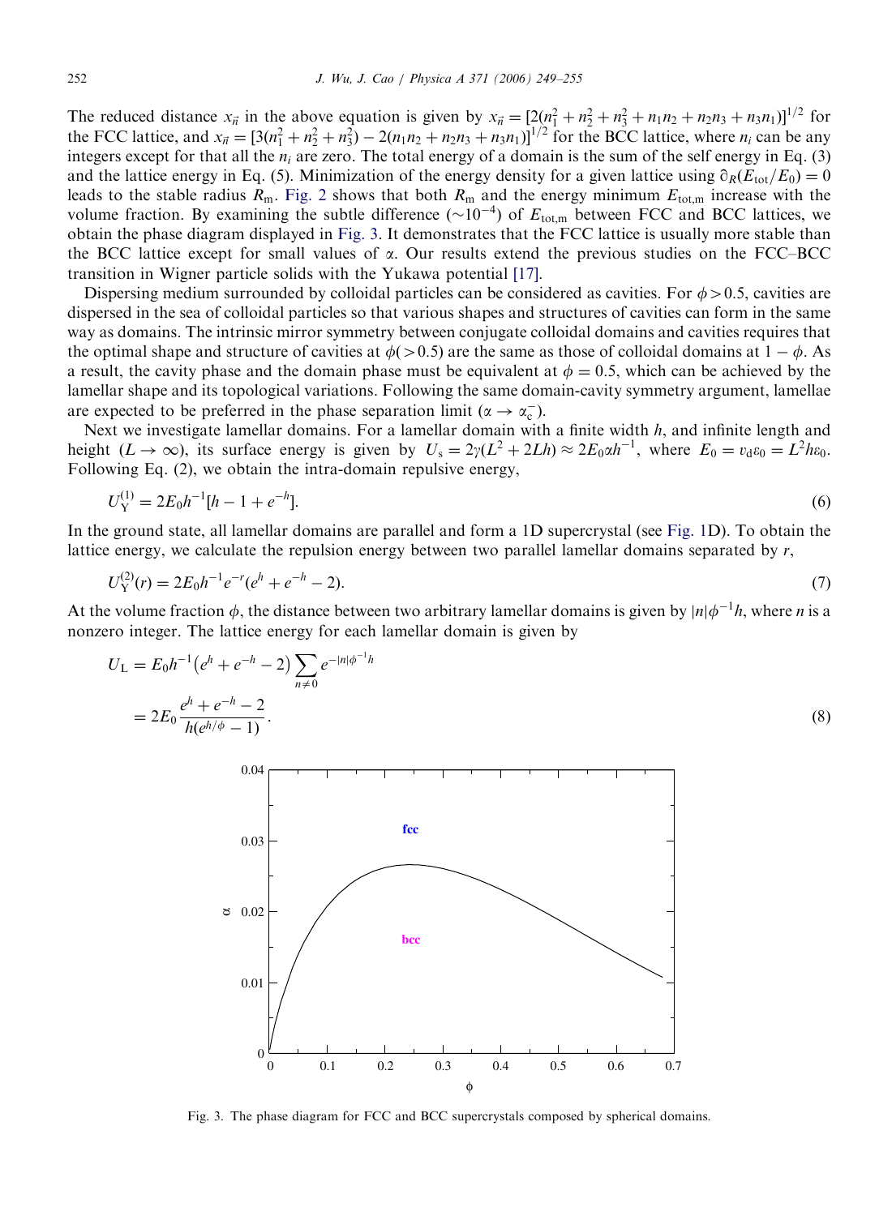The reduced distance $x_{\vec{n}}$ in the above equation is given by $x_{\vec{n}} = [2(n_1^2 + n_2^2 + n_3^2 + n_1 n_2 + n_2 n_3 + n_3 n_1)]^{1/2}$ for the FCC lattice, and $x_{\vec{n}} = [3(n_1^2 + n_2^2 + n_3^2) - 2(n_1 n_2 + n_2 n_3 + n_3 n_1)]^{1/2}$ for the BCC lattice, where $n_i$ can be any integers except for that all the $n_i$ are zero. The total energy of a domain is the sum of the self energy in Eq. (3) and the lattice energy in Eq. (5). Minimization of the energy density for a given lattice using $\partial_R(E_{\text{tot}}/E_0) = 0$ leads to the stable radius $R_{\text{m}}$. Fig. 2 shows that both $R_{\text{m}}$ and the energy minimum $E_{\text{tot,m}}$ increase with the volume fraction. By examining the subtle difference ($\sim 10^{-4}$) of $E_{\text{tot,m}}$ between FCC and BCC lattices, we obtain the phase diagram displayed in Fig. 3. It demonstrates that the FCC lattice is usually more stable than the BCC lattice except for small values of $\alpha$. Our results extend the previous studies on the FCC–BCC transition in Wigner particle solids with the Yukawa potential [17].

Dispersing medium surrounded by colloidal particles can be considered as cavities. For $\phi > 0.5$, cavities are dispersed in the sea of colloidal particles so that various shapes and structures of cavities can form in the same way as domains. The intrinsic mirror symmetry between conjugate colloidal domains and cavities requires that the optimal shape and structure of cavities at $\phi (> 0.5)$ are the same as those of colloidal domains at $1 - \phi$. As a result, the cavity phase and the domain phase must be equivalent at $\phi = 0.5$, which can be achieved by the lamellar shape and its topological variations. Following the same domain-cavity symmetry argument, lamellae are expected to be preferred in the phase separation limit ($\alpha \to \alpha_c^-$).

Next we investigate lamellar domains. For a lamellar domain with a finite width $h$, and infinite length and height ($L \to \infty$), its surface energy is given by $U_{\text{s}} = 2\gamma(L^2 + 2Lh) \approx 2E_0 \alpha h^{-1}$, where $E_0 = v_{\text{d}}\varepsilon_0 = L^2 h \varepsilon_0$. Following Eq. (2), we obtain the intra-domain repulsive energy,

$$U_{\text{Y}}^{(1)} = 2E_0 h^{-1}[h - 1 + e^{-h}]. \tag{6}$$

In the ground state, all lamellar domains are parallel and form a 1D supercrystal (see Fig. 1D). To obtain the lattice energy, we calculate the repulsion energy between two parallel lamellar domains separated by $r$,

$$U_{\text{Y}}^{(2)}(r) = 2E_0 h^{-1} e^{-r}(e^h + e^{-h} - 2). \tag{7}$$

At the volume fraction $\phi$, the distance between two arbitrary lamellar domains is given by $|n|\phi^{-1}h$, where $n$ is a nonzero integer. The lattice energy for each lamellar domain is given by

$$\begin{aligned} U_{\text{L}} &= E_0 h^{-1}\left(e^h + e^{-h} - 2\right) \sum_{n \neq 0} e^{-|n|\phi^{-1}h} \\ &= 2E_0 \frac{e^h + e^{-h} - 2}{h(e^{h/\phi} - 1)}. \end{aligned} \tag{8}$$

Fig. 3. The phase diagram for FCC and BCC supercrystals composed by spherical domains.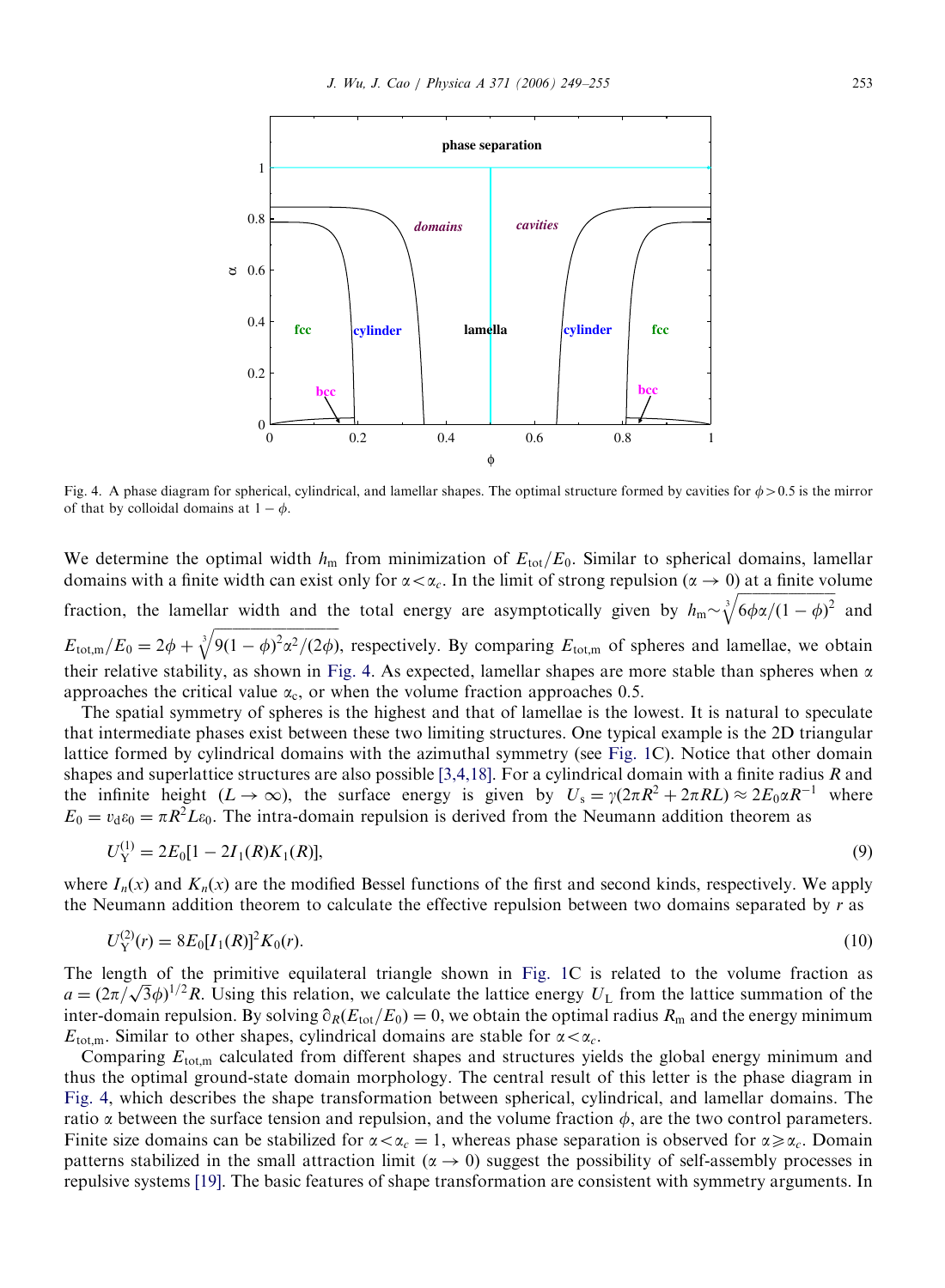Fig. 4. A phase diagram for spherical, cylindrical, and lamellar shapes. The optimal structure formed by cavities for $\phi > 0.5$ is the mirror of that by colloidal domains at $1 - \phi$.

We determine the optimal width $h_m$ from minimization of $E_{tot}/E_0$. Similar to spherical domains, lamellar domains with a finite width can exist only for $\alpha < \alpha_c$. In the limit of strong repulsion ($\alpha \to 0$) at a finite volume fraction, the lamellar width and the total energy are asymptotically given by $h_m \sim \sqrt[3]{6\phi\alpha/(1-\phi)^2}$ and $E_{tot,m}/E_0 = 2\phi + \sqrt[3]{9(1-\phi)^2\alpha^2/(2\phi)}$, respectively. By comparing $E_{tot,m}$ of spheres and lamellae, we obtain their relative stability, as shown in Fig. 4. As expected, lamellar shapes are more stable than spheres when $\alpha$ approaches the critical value $\alpha_c$, or when the volume fraction approaches 0.5.

The spatial symmetry of spheres is the highest and that of lamellae is the lowest. It is natural to speculate that intermediate phases exist between these two limiting structures. One typical example is the 2D triangular lattice formed by cylindrical domains with the azimuthal symmetry (see Fig. 1C). Notice that other domain shapes and superlattice structures are also possible [3,4,18]. For a cylindrical domain with a finite radius $R$ and the infinite height ($L \to \infty$), the surface energy is given by $U_s = \gamma(2\pi R^2 + 2\pi RL) \approx 2E_0\alpha R^{-1}$ where $E_0 = v_d\varepsilon_0 = \pi R^2 L\varepsilon_0$. The intra-domain repulsion is derived from the Neumann addition theorem as

$$U_Y^{(1)} = 2E_0[1 - 2I_1(R)K_1(R)], \tag{9}$$

where $I_n(x)$ and $K_n(x)$ are the modified Bessel functions of the first and second kinds, respectively. We apply the Neumann addition theorem to calculate the effective repulsion between two domains separated by $r$ as

$$U_Y^{(2)}(r) = 8E_0[I_1(R)]^2 K_0(r). \tag{10}$$

The length of the primitive equilateral triangle shown in Fig. 1C is related to the volume fraction as $a = (2\pi/\sqrt{3}\phi)^{1/2}R$. Using this relation, we calculate the lattice energy $U_L$ from the lattice summation of the inter-domain repulsion. By solving $\partial_R(E_{tot}/E_0) = 0$, we obtain the optimal radius $R_m$ and the energy minimum $E_{tot,m}$. Similar to other shapes, cylindrical domains are stable for $\alpha < \alpha_c$.

Comparing $E_{tot,m}$ calculated from different shapes and structures yields the global energy minimum and thus the optimal ground-state domain morphology. The central result of this letter is the phase diagram in Fig. 4, which describes the shape transformation between spherical, cylindrical, and lamellar domains. The ratio $\alpha$ between the surface tension and repulsion, and the volume fraction $\phi$, are the two control parameters. Finite size domains can be stabilized for $\alpha < \alpha_c = 1$, whereas phase separation is observed for $\alpha \geqslant \alpha_c$. Domain patterns stabilized in the small attraction limit ($\alpha \to 0$) suggest the possibility of self-assembly processes in repulsive systems [19]. The basic features of shape transformation are consistent with symmetry arguments. In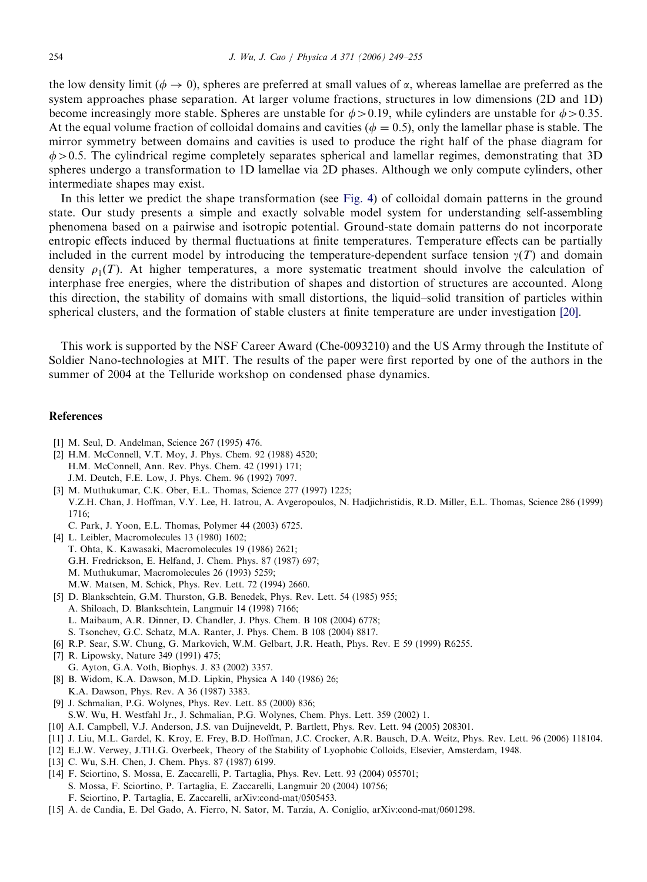the low density limit ($\phi \to 0$), spheres are preferred at small values of $\alpha$, whereas lamellae are preferred as the system approaches phase separation. At larger volume fractions, structures in low dimensions (2D and 1D) become increasingly more stable. Spheres are unstable for $\phi > 0.19$, while cylinders are unstable for $\phi > 0.35$. At the equal volume fraction of colloidal domains and cavities ($\phi = 0.5$), only the lamellar phase is stable. The mirror symmetry between domains and cavities is used to produce the right half of the phase diagram for $\phi > 0.5$. The cylindrical regime completely separates spherical and lamellar regimes, demonstrating that 3D spheres undergo a transformation to 1D lamellae via 2D phases. Although we only compute cylinders, other intermediate shapes may exist.

In this letter we predict the shape transformation (see Fig. 4) of colloidal domain patterns in the ground state. Our study presents a simple and exactly solvable model system for understanding self-assembling phenomena based on a pairwise and isotropic potential. Ground-state domain patterns do not incorporate entropic effects induced by thermal fluctuations at finite temperatures. Temperature effects can be partially included in the current model by introducing the temperature-dependent surface tension $\gamma(T)$ and domain density $\rho_1(T)$. At higher temperatures, a more systematic treatment should involve the calculation of interphase free energies, where the distribution of shapes and distortion of structures are accounted. Along this direction, the stability of domains with small distortions, the liquid–solid transition of particles within spherical clusters, and the formation of stable clusters at finite temperature are under investigation [20].

This work is supported by the NSF Career Award (Che-0093210) and the US Army through the Institute of Soldier Nano-technologies at MIT. The results of the paper were first reported by one of the authors in the summer of 2004 at the Telluride workshop on condensed phase dynamics.

## References

[1] M. Seul, D. Andelman, Science 267 (1995) 476.

[2] H.M. McConnell, V.T. Moy, J. Phys. Chem. 92 (1988) 4520;
H.M. McConnell, Ann. Rev. Phys. Chem. 42 (1991) 171;
J.M. Deutch, F.E. Low, J. Phys. Chem. 96 (1992) 7097.

[3] M. Muthukumar, C.K. Ober, E.L. Thomas, Science 277 (1997) 1225;
V.Z.H. Chan, J. Hoffman, V.Y. Lee, H. Iatrou, A. Avgeropoulos, N. Hadjichristidis, R.D. Miller, E.L. Thomas, Science 286 (1999) 1716;
C. Park, J. Yoon, E.L. Thomas, Polymer 44 (2003) 6725.

[4] L. Leibler, Macromolecules 13 (1980) 1602;
T. Ohta, K. Kawasaki, Macromolecules 19 (1986) 2621;
G.H. Fredrickson, E. Helfand, J. Chem. Phys. 87 (1987) 697;
M. Muthukumar, Macromolecules 26 (1993) 5259;
M.W. Matsen, M. Schick, Phys. Rev. Lett. 72 (1994) 2660.

[5] D. Blankschtein, G.M. Thurston, G.B. Benedek, Phys. Rev. Lett. 54 (1985) 955;
A. Shiloach, D. Blankschtein, Langmuir 14 (1998) 7166;
L. Maibaum, A.R. Dinner, D. Chandler, J. Phys. Chem. B 108 (2004) 6778;
S. Tsonchev, G.C. Schatz, M.A. Ranter, J. Phys. Chem. B 108 (2004) 8817.

[6] R.P. Sear, S.W. Chung, G. Markovich, W.M. Gelbart, J.R. Heath, Phys. Rev. E 59 (1999) R6255.

[7] R. Lipowsky, Nature 349 (1991) 475;
G. Ayton, G.A. Voth, Biophys. J. 83 (2002) 3357.

[8] B. Widom, K.A. Dawson, M.D. Lipkin, Physica A 140 (1986) 26;
K.A. Dawson, Phys. Rev. A 36 (1987) 3383.

[9] J. Schmalian, P.G. Wolynes, Phys. Rev. Lett. 85 (2000) 836;
S.W. Wu, H. Westfahl Jr., J. Schmalian, P.G. Wolynes, Chem. Phys. Lett. 359 (2002) 1.

[10] A.I. Campbell, V.J. Anderson, J.S. van Duijneveldt, P. Bartlett, Phys. Rev. Lett. 94 (2005) 208301.

[11] J. Liu, M.L. Gardel, K. Kroy, E. Frey, B.D. Hoffman, J.C. Crocker, A.R. Bausch, D.A. Weitz, Phys. Rev. Lett. 96 (2006) 118104.

[12] E.J.W. Verwey, J.TH.G. Overbeek, Theory of the Stability of Lyophobic Colloids, Elsevier, Amsterdam, 1948.

[13] C. Wu, S.H. Chen, J. Chem. Phys. 87 (1987) 6199.

[14] F. Sciortino, S. Mossa, E. Zaccarelli, P. Tartaglia, Phys. Rev. Lett. 93 (2004) 055701;
S. Mossa, F. Sciortino, P. Tartaglia, E. Zaccarelli, Langmuir 20 (2004) 10756;
F. Sciortino, P. Tartaglia, E. Zaccarelli, arXiv:cond-mat/0505453.

[15] A. de Candia, E. Del Gado, A. Fierro, N. Sator, M. Tarzia, A. Coniglio, arXiv:cond-mat/0601298.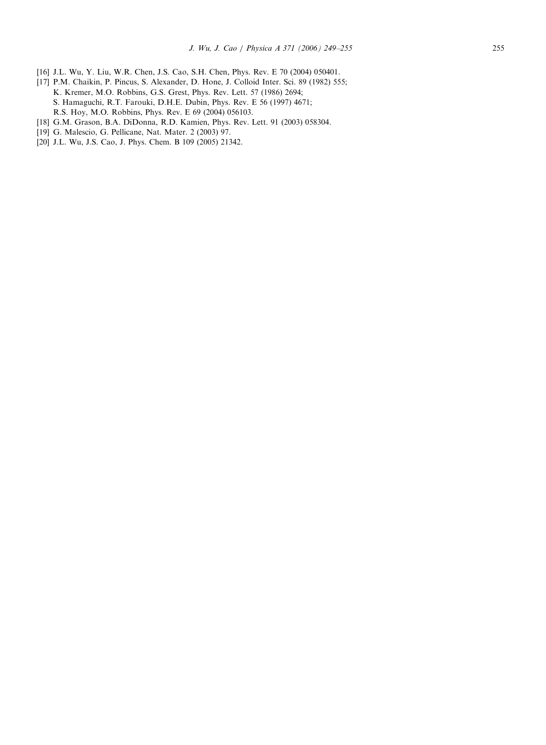[16] J.L. Wu, Y. Liu, W.R. Chen, J.S. Cao, S.H. Chen, Phys. Rev. E 70 (2004) 050401.

[17] P.M. Chaikin, P. Pincus, S. Alexander, D. Hone, J. Colloid Inter. Sci. 89 (1982) 555;
K. Kremer, M.O. Robbins, G.S. Grest, Phys. Rev. Lett. 57 (1986) 2694;
S. Hamaguchi, R.T. Farouki, D.H.E. Dubin, Phys. Rev. E 56 (1997) 4671;
R.S. Hoy, M.O. Robbins, Phys. Rev. E 69 (2004) 056103.

[18] G.M. Grason, B.A. DiDonna, R.D. Kamien, Phys. Rev. Lett. 91 (2003) 058304.

[19] G. Malescio, G. Pellicane, Nat. Mater. 2 (2003) 97.

[20] J.L. Wu, J.S. Cao, J. Phys. Chem. B 109 (2005) 21342.